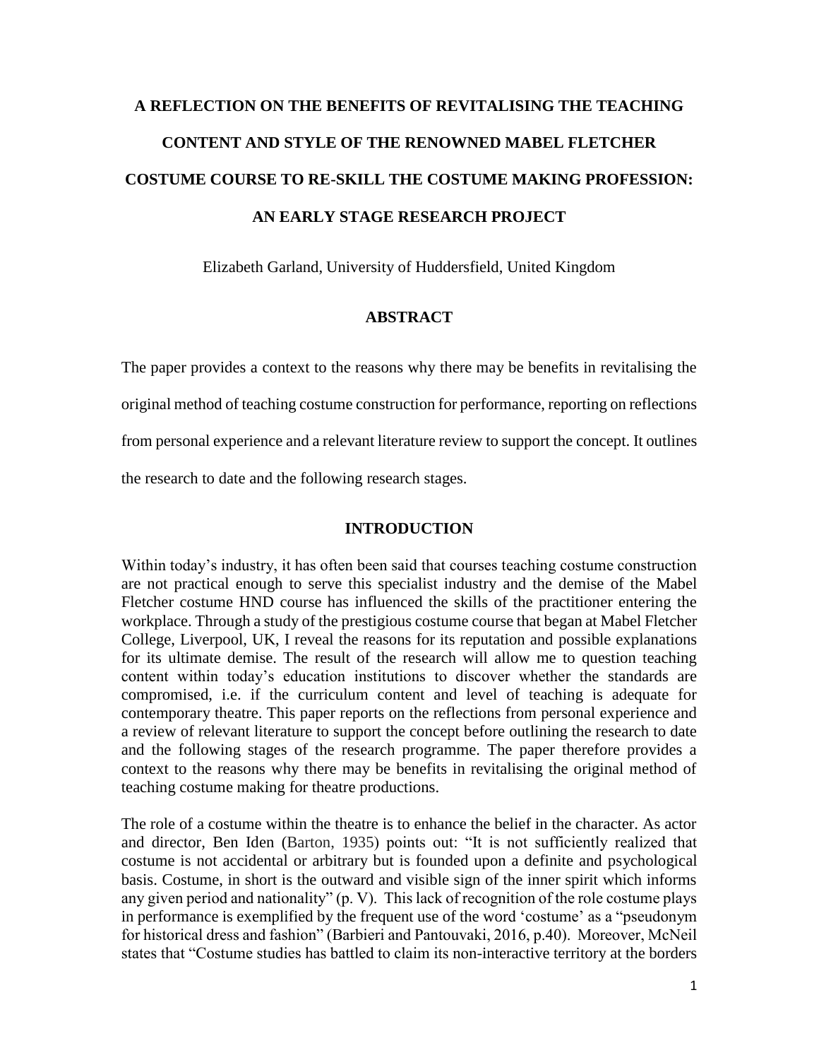# A REFLECTION ON THE BENEFITS OF REVITALISING THE TEACHING CONTENT AND STYLE OF THE RENOWNED MABEL FLETCHER COSTUME COURSE TO RE-SKILL THE COSTUME MAKING PROFESSION: AN EARLY STAGE RESEARCH PROJECT

Elizabeth Garland, University of Huddersfield, United Kingdom

## ABSTRACT

The paper provides a context to the reasons why there may be benefits in revitalising the original method of teaching costume construction for performance, reporting on reflections from personal experience and a relevant literature review to support the concept. It outlines the research to date and the following research stages.

## INTRODUCTION

Within today's industry, it has often been said that courses teaching costume construction are not practical enough to serve this specialist industry and the demise of the Mabel Fletcher costume HND course has influenced the skills of the practitioner entering the workplace. Through a study of the prestigious costume course that began at Mabel Fletcher College, Liverpool, UK, I reveal the reasons for its reputation and possible explanations for its ultimate demise. The result of the research will allow me to question teaching content within today's education institutions to discover whether the standards are compromised, i.e. if the curriculum content and level of teaching is adequate for contemporary theatre. This paper reports on the reflections from personal experience and a review of relevant literature to support the concept before outlining the research to date and the following stages of the research programme. The paper therefore provides a context to the reasons why there may be benefits in revitalising the original method of teaching costume making for theatre productions.

The role of a costume within the theatre is to enhance the belief in the character. As actor and director, Ben Iden (Barton, 1935) points out: "It is not sufficiently realized that costume is not accidental or arbitrary but is founded upon a definite and psychological basis. Costume, in short is the outward and visible sign of the inner spirit which informs any given period and nationality" (p. V). This lack of recognition of the role costume plays in performance is exemplified by the frequent use of the word 'costume' as a "pseudonym for historical dress and fashion" (Barbieri and Pantouvaki, 2016, p.40). Moreover, McNeil states that "Costume studies has battled to claim its non-interactive territory at the borders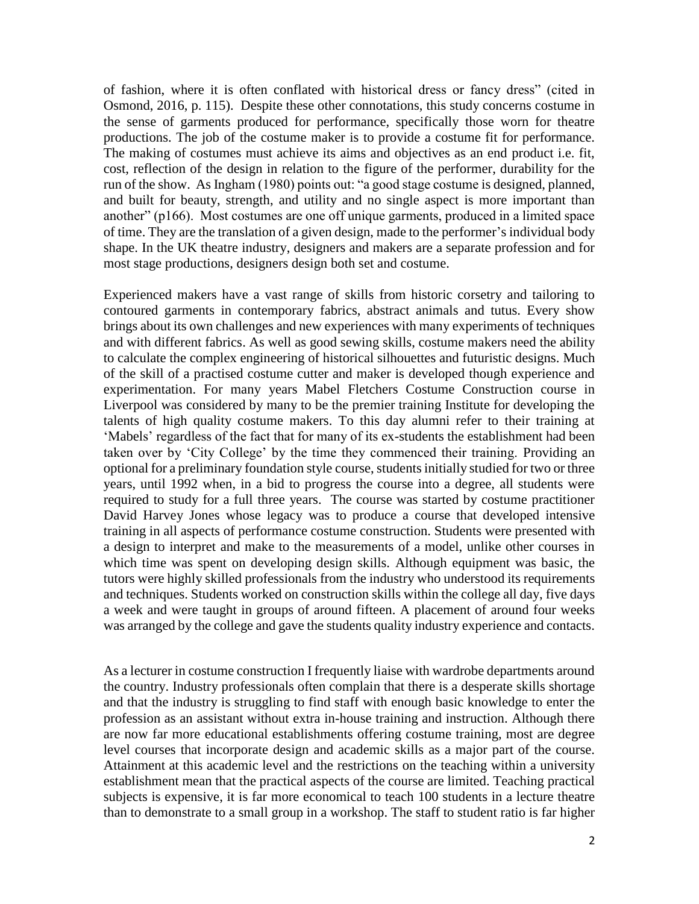of fashion, where it is often conflated with historical dress or fancy dress" (cited in Osmond, 2016, p. 115). Despite these other connotations, this study concerns costume in the sense of garments produced for performance, specifically those worn for theatre productions. The job of the costume maker is to provide a costume fit for performance. The making of costumes must achieve its aims and objectives as an end product i.e. fit, cost, reflection of the design in relation to the figure of the performer, durability for the run of the show. As Ingham (1980) points out: "a good stage costume is designed, planned, and built for beauty, strength, and utility and no single aspect is more important than another" (p166). Most costumes are one off unique garments, produced in a limited space of time. They are the translation of a given design, made to the performer's individual body shape. In the UK theatre industry, designers and makers are a separate profession and for most stage productions, designers design both set and costume.

Experienced makers have a vast range of skills from historic corsetry and tailoring to contoured garments in contemporary fabrics, abstract animals and tutus. Every show brings about its own challenges and new experiences with many experiments of techniques and with different fabrics. As well as good sewing skills, costume makers need the ability to calculate the complex engineering of historical silhouettes and futuristic designs. Much of the skill of a practised costume cutter and maker is developed though experience and experimentation. For many years Mabel Fletchers Costume Construction course in Liverpool was considered by many to be the premier training Institute for developing the talents of high quality costume makers. To this day alumni refer to their training at 'Mabels' regardless of the fact that for many of its ex-students the establishment had been taken over by 'City College' by the time they commenced their training. Providing an optional for a preliminary foundation style course, students initially studied for two or three years, until 1992 when, in a bid to progress the course into a degree, all students were required to study for a full three years. The course was started by costume practitioner David Harvey Jones whose legacy was to produce a course that developed intensive training in all aspects of performance costume construction. Students were presented with a design to interpret and make to the measurements of a model, unlike other courses in which time was spent on developing design skills. Although equipment was basic, the tutors were highly skilled professionals from the industry who understood its requirements and techniques. Students worked on construction skills within the college all day, five days a week and were taught in groups of around fifteen. A placement of around four weeks was arranged by the college and gave the students quality industry experience and contacts.

As a lecturer in costume construction I frequently liaise with wardrobe departments around the country. Industry professionals often complain that there is a desperate skills shortage and that the industry is struggling to find staff with enough basic knowledge to enter the profession as an assistant without extra in-house training and instruction. Although there are now far more educational establishments offering costume training, most are degree level courses that incorporate design and academic skills as a major part of the course. Attainment at this academic level and the restrictions on the teaching within a university establishment mean that the practical aspects of the course are limited. Teaching practical subjects is expensive, it is far more economical to teach 100 students in a lecture theatre than to demonstrate to a small group in a workshop. The staff to student ratio is far higher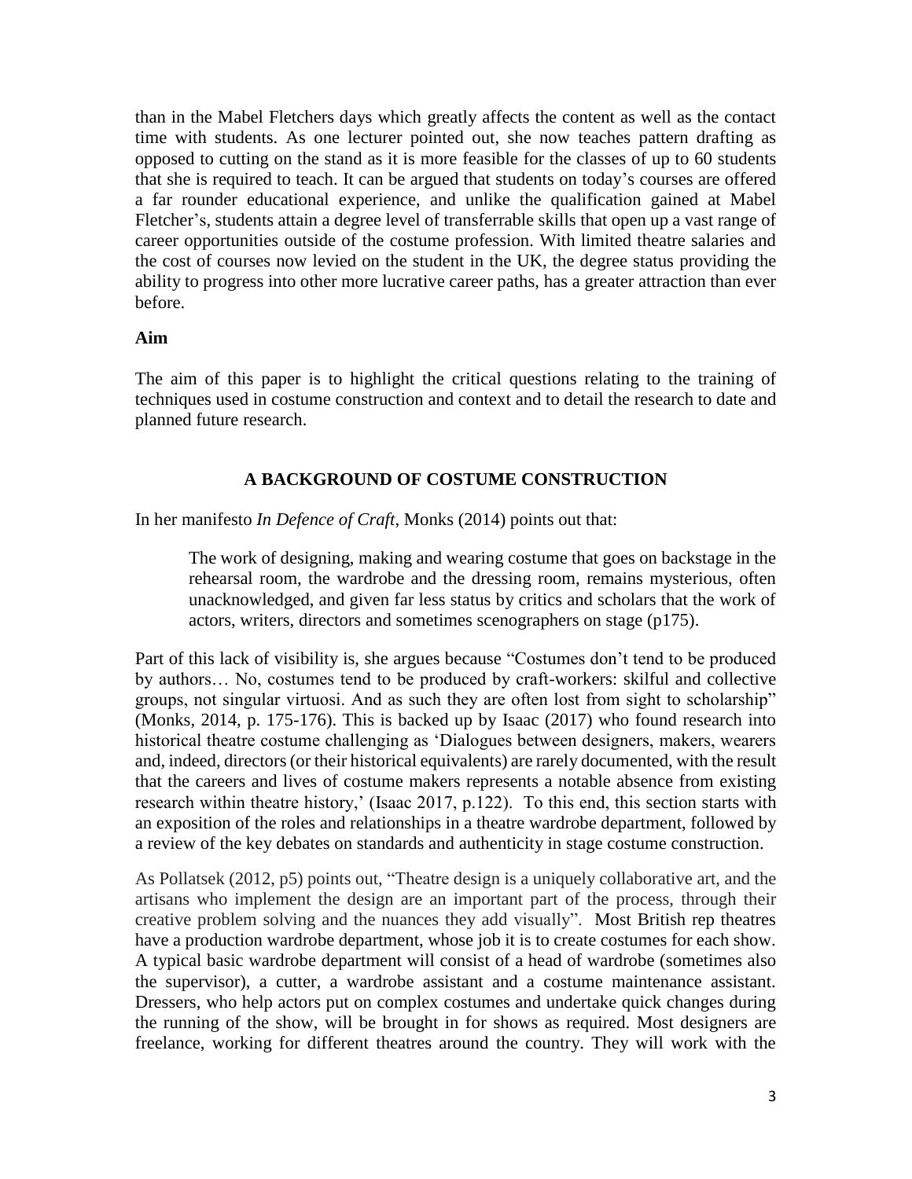than in the Mabel Fletchers days which greatly affects the content as well as the contact time with students. As one lecturer pointed out, she now teaches pattern drafting as opposed to cutting on the stand as it is more feasible for the classes of up to 60 students that she is required to teach. It can be argued that students on today's courses are offered a far rounder educational experience, and unlike the qualification gained at Mabel Fletcher's, students attain a degree level of transferrable skills that open up a vast range of career opportunities outside of the costume profession. With limited theatre salaries and the cost of courses now levied on the student in the UK, the degree status providing the ability to progress into other more lucrative career paths, has a greater attraction than ever before.

**Aim**

The aim of this paper is to highlight the critical questions relating to the training of techniques used in costume construction and context and to detail the research to date and planned future research.

## A BACKGROUND OF COSTUME CONSTRUCTION

In her manifesto *In Defence of Craft*, Monks (2014) points out that:

> The work of designing, making and wearing costume that goes on backstage in the rehearsal room, the wardrobe and the dressing room, remains mysterious, often unacknowledged, and given far less status by critics and scholars that the work of actors, writers, directors and sometimes scenographers on stage (p175).

Part of this lack of visibility is, she argues because "Costumes don't tend to be produced by authors… No, costumes tend to be produced by craft-workers: skilful and collective groups, not singular virtuosi. And as such they are often lost from sight to scholarship" (Monks, 2014, p. 175-176). This is backed up by Isaac (2017) who found research into historical theatre costume challenging as 'Dialogues between designers, makers, wearers and, indeed, directors (or their historical equivalents) are rarely documented, with the result that the careers and lives of costume makers represents a notable absence from existing research within theatre history,' (Isaac 2017, p.122). To this end, this section starts with an exposition of the roles and relationships in a theatre wardrobe department, followed by a review of the key debates on standards and authenticity in stage costume construction.

As Pollatsek (2012, p5) points out, "Theatre design is a uniquely collaborative art, and the artisans who implement the design are an important part of the process, through their creative problem solving and the nuances they add visually". Most British rep theatres have a production wardrobe department, whose job it is to create costumes for each show. A typical basic wardrobe department will consist of a head of wardrobe (sometimes also the supervisor), a cutter, a wardrobe assistant and a costume maintenance assistant. Dressers, who help actors put on complex costumes and undertake quick changes during the running of the show, will be brought in for shows as required. Most designers are freelance, working for different theatres around the country. They will work with the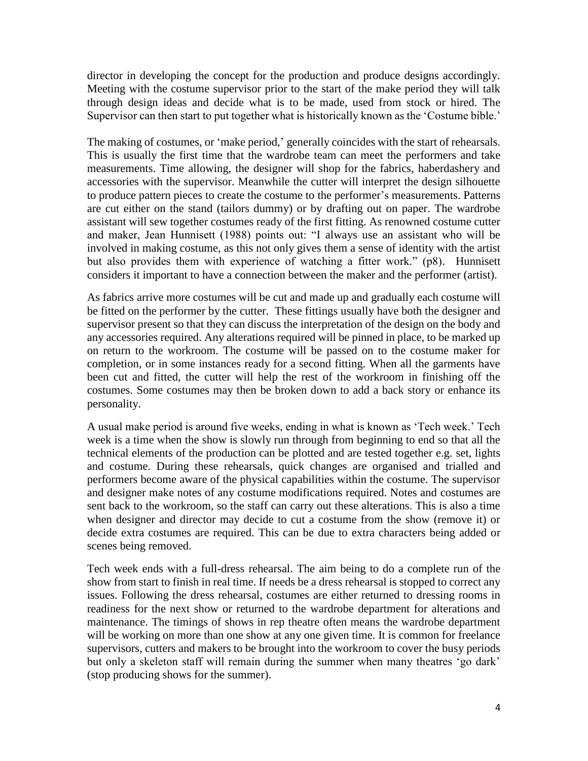director in developing the concept for the production and produce designs accordingly. Meeting with the costume supervisor prior to the start of the make period they will talk through design ideas and decide what is to be made, used from stock or hired. The Supervisor can then start to put together what is historically known as the 'Costume bible.'

The making of costumes, or 'make period,' generally coincides with the start of rehearsals. This is usually the first time that the wardrobe team can meet the performers and take measurements. Time allowing, the designer will shop for the fabrics, haberdashery and accessories with the supervisor. Meanwhile the cutter will interpret the design silhouette to produce pattern pieces to create the costume to the performer's measurements. Patterns are cut either on the stand (tailors dummy) or by drafting out on paper. The wardrobe assistant will sew together costumes ready of the first fitting. As renowned costume cutter and maker, Jean Hunnisett (1988) points out: "I always use an assistant who will be involved in making costume, as this not only gives them a sense of identity with the artist but also provides them with experience of watching a fitter work." (p8). Hunnisett considers it important to have a connection between the maker and the performer (artist).

As fabrics arrive more costumes will be cut and made up and gradually each costume will be fitted on the performer by the cutter. These fittings usually have both the designer and supervisor present so that they can discuss the interpretation of the design on the body and any accessories required. Any alterations required will be pinned in place, to be marked up on return to the workroom. The costume will be passed on to the costume maker for completion, or in some instances ready for a second fitting. When all the garments have been cut and fitted, the cutter will help the rest of the workroom in finishing off the costumes. Some costumes may then be broken down to add a back story or enhance its personality.

A usual make period is around five weeks, ending in what is known as 'Tech week.' Tech week is a time when the show is slowly run through from beginning to end so that all the technical elements of the production can be plotted and are tested together e.g. set, lights and costume. During these rehearsals, quick changes are organised and trialled and performers become aware of the physical capabilities within the costume. The supervisor and designer make notes of any costume modifications required. Notes and costumes are sent back to the workroom, so the staff can carry out these alterations. This is also a time when designer and director may decide to cut a costume from the show (remove it) or decide extra costumes are required. This can be due to extra characters being added or scenes being removed.

Tech week ends with a full-dress rehearsal. The aim being to do a complete run of the show from start to finish in real time. If needs be a dress rehearsal is stopped to correct any issues. Following the dress rehearsal, costumes are either returned to dressing rooms in readiness for the next show or returned to the wardrobe department for alterations and maintenance. The timings of shows in rep theatre often means the wardrobe department will be working on more than one show at any one given time. It is common for freelance supervisors, cutters and makers to be brought into the workroom to cover the busy periods but only a skeleton staff will remain during the summer when many theatres 'go dark' (stop producing shows for the summer).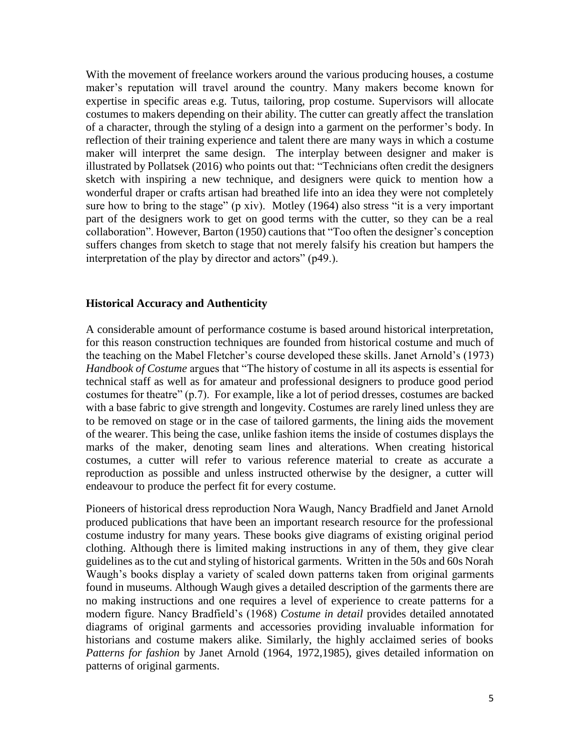With the movement of freelance workers around the various producing houses, a costume maker's reputation will travel around the country. Many makers become known for expertise in specific areas e.g. Tutus, tailoring, prop costume. Supervisors will allocate costumes to makers depending on their ability. The cutter can greatly affect the translation of a character, through the styling of a design into a garment on the performer's body. In reflection of their training experience and talent there are many ways in which a costume maker will interpret the same design. The interplay between designer and maker is illustrated by Pollatsek (2016) who points out that: "Technicians often credit the designers sketch with inspiring a new technique, and designers were quick to mention how a wonderful draper or crafts artisan had breathed life into an idea they were not completely sure how to bring to the stage" (p xiv). Motley (1964) also stress "it is a very important part of the designers work to get on good terms with the cutter, so they can be a real collaboration". However, Barton (1950) cautions that "Too often the designer's conception suffers changes from sketch to stage that not merely falsify his creation but hampers the interpretation of the play by director and actors" (p49.).

## Historical Accuracy and Authenticity

A considerable amount of performance costume is based around historical interpretation, for this reason construction techniques are founded from historical costume and much of the teaching on the Mabel Fletcher's course developed these skills. Janet Arnold's (1973) *Handbook of Costume* argues that "The history of costume in all its aspects is essential for technical staff as well as for amateur and professional designers to produce good period costumes for theatre" (p.7). For example, like a lot of period dresses, costumes are backed with a base fabric to give strength and longevity. Costumes are rarely lined unless they are to be removed on stage or in the case of tailored garments, the lining aids the movement of the wearer. This being the case, unlike fashion items the inside of costumes displays the marks of the maker, denoting seam lines and alterations. When creating historical costumes, a cutter will refer to various reference material to create as accurate a reproduction as possible and unless instructed otherwise by the designer, a cutter will endeavour to produce the perfect fit for every costume.

Pioneers of historical dress reproduction Nora Waugh, Nancy Bradfield and Janet Arnold produced publications that have been an important research resource for the professional costume industry for many years. These books give diagrams of existing original period clothing. Although there is limited making instructions in any of them, they give clear guidelines as to the cut and styling of historical garments. Written in the 50s and 60s Norah Waugh's books display a variety of scaled down patterns taken from original garments found in museums. Although Waugh gives a detailed description of the garments there are no making instructions and one requires a level of experience to create patterns for a modern figure. Nancy Bradfield's (1968) *Costume in detail* provides detailed annotated diagrams of original garments and accessories providing invaluable information for historians and costume makers alike. Similarly, the highly acclaimed series of books *Patterns for fashion* by Janet Arnold (1964, 1972,1985), gives detailed information on patterns of original garments.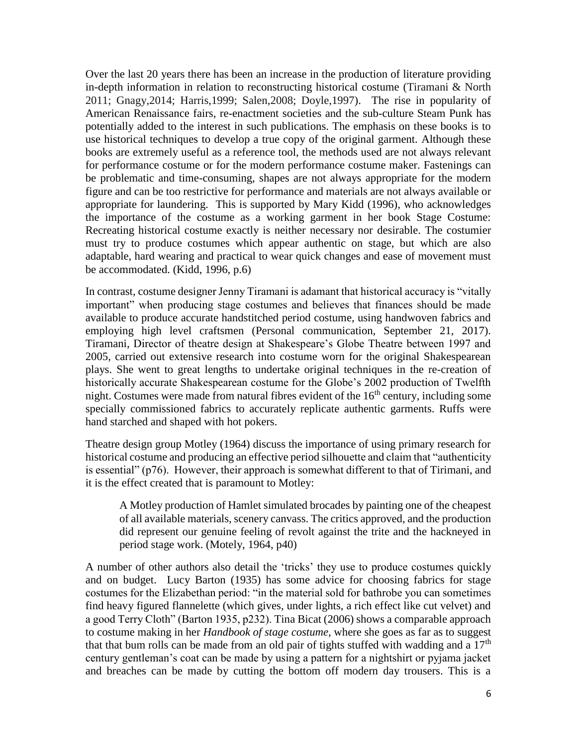Over the last 20 years there has been an increase in the production of literature providing in-depth information in relation to reconstructing historical costume (Tiramani & North 2011; Gnagy,2014; Harris,1999; Salen,2008; Doyle,1997). The rise in popularity of American Renaissance fairs, re-enactment societies and the sub-culture Steam Punk has potentially added to the interest in such publications. The emphasis on these books is to use historical techniques to develop a true copy of the original garment. Although these books are extremely useful as a reference tool, the methods used are not always relevant for performance costume or for the modern performance costume maker. Fastenings can be problematic and time-consuming, shapes are not always appropriate for the modern figure and can be too restrictive for performance and materials are not always available or appropriate for laundering. This is supported by Mary Kidd (1996), who acknowledges the importance of the costume as a working garment in her book Stage Costume: Recreating historical costume exactly is neither necessary nor desirable. The costumier must try to produce costumes which appear authentic on stage, but which are also adaptable, hard wearing and practical to wear quick changes and ease of movement must be accommodated. (Kidd, 1996, p.6)

In contrast, costume designer Jenny Tiramani is adamant that historical accuracy is "vitally important" when producing stage costumes and believes that finances should be made available to produce accurate handstitched period costume, using handwoven fabrics and employing high level craftsmen (Personal communication, September 21, 2017). Tiramani, Director of theatre design at Shakespeare's Globe Theatre between 1997 and 2005, carried out extensive research into costume worn for the original Shakespearean plays. She went to great lengths to undertake original techniques in the re-creation of historically accurate Shakespearean costume for the Globe's 2002 production of Twelfth night. Costumes were made from natural fibres evident of the 16th century, including some specially commissioned fabrics to accurately replicate authentic garments. Ruffs were hand starched and shaped with hot pokers.

Theatre design group Motley (1964) discuss the importance of using primary research for historical costume and producing an effective period silhouette and claim that "authenticity is essential" (p76). However, their approach is somewhat different to that of Tirimani, and it is the effect created that is paramount to Motley:

> A Motley production of Hamlet simulated brocades by painting one of the cheapest of all available materials, scenery canvass. The critics approved, and the production did represent our genuine feeling of revolt against the trite and the hackneyed in period stage work. (Motely, 1964, p40)

A number of other authors also detail the 'tricks' they use to produce costumes quickly and on budget. Lucy Barton (1935) has some advice for choosing fabrics for stage costumes for the Elizabethan period: "in the material sold for bathrobe you can sometimes find heavy figured flannelette (which gives, under lights, a rich effect like cut velvet) and a good Terry Cloth" (Barton 1935, p232). Tina Bicat (2006) shows a comparable approach to costume making in her *Handbook of stage costume*, where she goes as far as to suggest that that bum rolls can be made from an old pair of tights stuffed with wadding and a 17th century gentleman's coat can be made by using a pattern for a nightshirt or pyjama jacket and breaches can be made by cutting the bottom off modern day trousers. This is a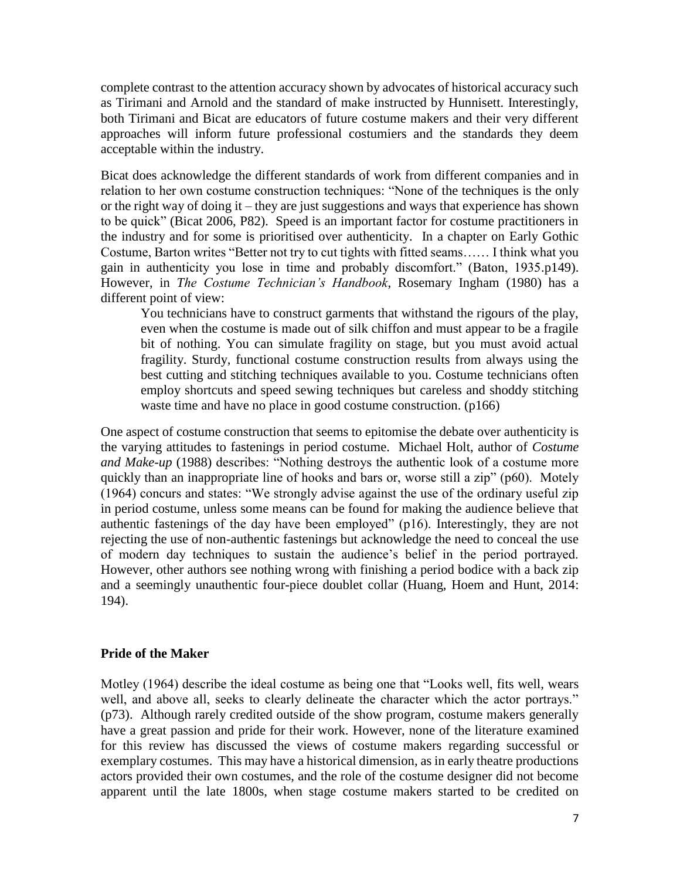complete contrast to the attention accuracy shown by advocates of historical accuracy such as Tirimani and Arnold and the standard of make instructed by Hunnisett. Interestingly, both Tirimani and Bicat are educators of future costume makers and their very different approaches will inform future professional costumiers and the standards they deem acceptable within the industry.

Bicat does acknowledge the different standards of work from different companies and in relation to her own costume construction techniques: "None of the techniques is the only or the right way of doing it – they are just suggestions and ways that experience has shown to be quick" (Bicat 2006, P82). Speed is an important factor for costume practitioners in the industry and for some is prioritised over authenticity. In a chapter on Early Gothic Costume, Barton writes "Better not try to cut tights with fitted seams…… I think what you gain in authenticity you lose in time and probably discomfort." (Baton, 1935.p149). However, in *The Costume Technician's Handbook*, Rosemary Ingham (1980) has a different point of view:

> You technicians have to construct garments that withstand the rigours of the play, even when the costume is made out of silk chiffon and must appear to be a fragile bit of nothing. You can simulate fragility on stage, but you must avoid actual fragility. Sturdy, functional costume construction results from always using the best cutting and stitching techniques available to you. Costume technicians often employ shortcuts and speed sewing techniques but careless and shoddy stitching waste time and have no place in good costume construction. (p166)

One aspect of costume construction that seems to epitomise the debate over authenticity is the varying attitudes to fastenings in period costume. Michael Holt, author of *Costume and Make-up* (1988) describes: "Nothing destroys the authentic look of a costume more quickly than an inappropriate line of hooks and bars or, worse still a zip" (p60). Motely (1964) concurs and states: "We strongly advise against the use of the ordinary useful zip in period costume, unless some means can be found for making the audience believe that authentic fastenings of the day have been employed" (p16). Interestingly, they are not rejecting the use of non-authentic fastenings but acknowledge the need to conceal the use of modern day techniques to sustain the audience's belief in the period portrayed. However, other authors see nothing wrong with finishing a period bodice with a back zip and a seemingly unauthentic four-piece doublet collar (Huang, Hoem and Hunt, 2014: 194).

**Pride of the Maker**

Motley (1964) describe the ideal costume as being one that "Looks well, fits well, wears well, and above all, seeks to clearly delineate the character which the actor portrays." (p73). Although rarely credited outside of the show program, costume makers generally have a great passion and pride for their work. However, none of the literature examined for this review has discussed the views of costume makers regarding successful or exemplary costumes. This may have a historical dimension, as in early theatre productions actors provided their own costumes, and the role of the costume designer did not become apparent until the late 1800s, when stage costume makers started to be credited on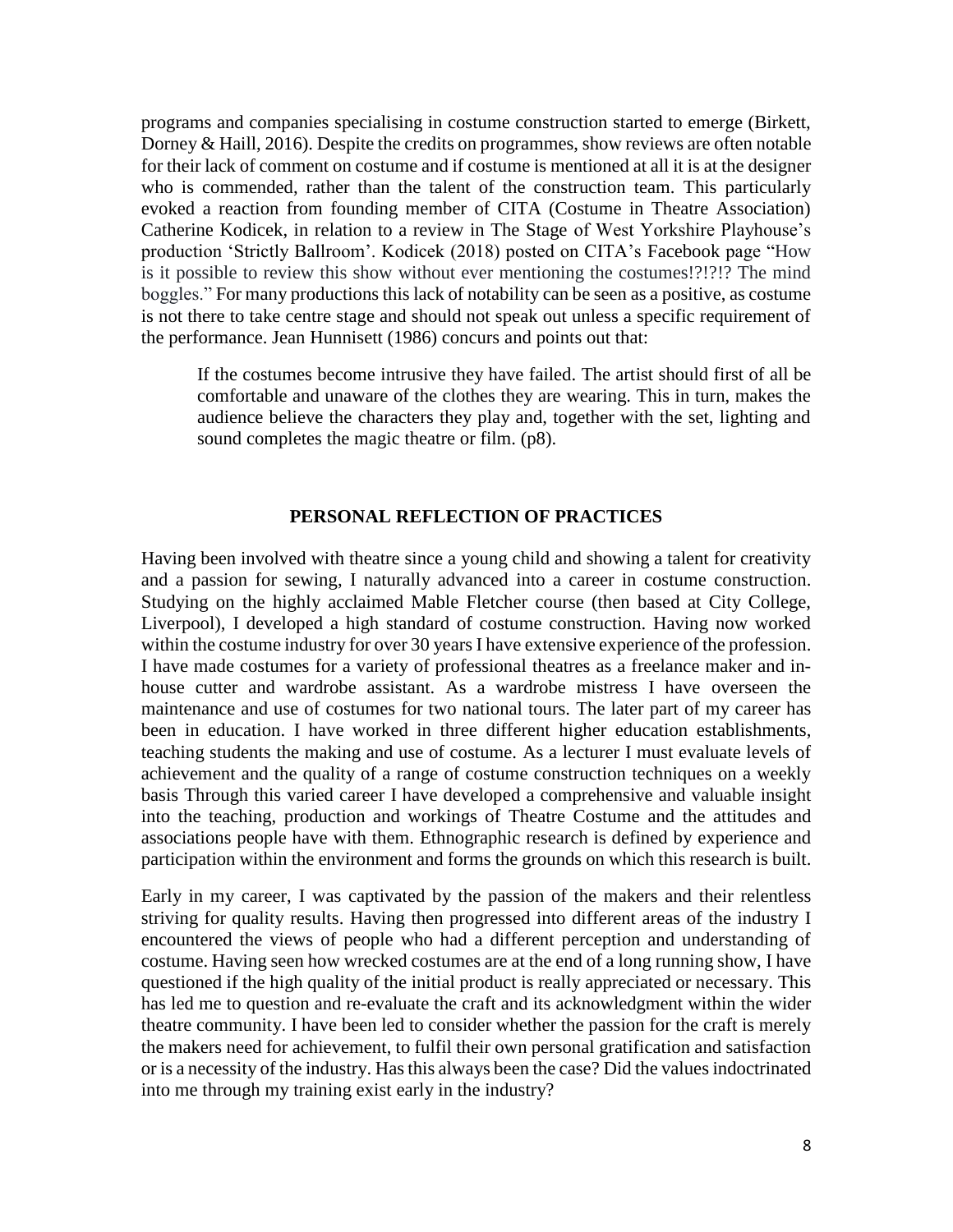programs and companies specialising in costume construction started to emerge (Birkett, Dorney & Haill, 2016). Despite the credits on programmes, show reviews are often notable for their lack of comment on costume and if costume is mentioned at all it is at the designer who is commended, rather than the talent of the construction team. This particularly evoked a reaction from founding member of CITA (Costume in Theatre Association) Catherine Kodicek, in relation to a review in The Stage of West Yorkshire Playhouse's production 'Strictly Ballroom'. Kodicek (2018) posted on CITA's Facebook page "How is it possible to review this show without ever mentioning the costumes!?!?!? The mind boggles." For many productions this lack of notability can be seen as a positive, as costume is not there to take centre stage and should not speak out unless a specific requirement of the performance. Jean Hunnisett (1986) concurs and points out that:

> If the costumes become intrusive they have failed. The artist should first of all be comfortable and unaware of the clothes they are wearing. This in turn, makes the audience believe the characters they play and, together with the set, lighting and sound completes the magic theatre or film. (p8).

## PERSONAL REFLECTION OF PRACTICES

Having been involved with theatre since a young child and showing a talent for creativity and a passion for sewing, I naturally advanced into a career in costume construction. Studying on the highly acclaimed Mable Fletcher course (then based at City College, Liverpool), I developed a high standard of costume construction. Having now worked within the costume industry for over 30 years I have extensive experience of the profession. I have made costumes for a variety of professional theatres as a freelance maker and in-house cutter and wardrobe assistant. As a wardrobe mistress I have overseen the maintenance and use of costumes for two national tours. The later part of my career has been in education. I have worked in three different higher education establishments, teaching students the making and use of costume. As a lecturer I must evaluate levels of achievement and the quality of a range of costume construction techniques on a weekly basis Through this varied career I have developed a comprehensive and valuable insight into the teaching, production and workings of Theatre Costume and the attitudes and associations people have with them. Ethnographic research is defined by experience and participation within the environment and forms the grounds on which this research is built.

Early in my career, I was captivated by the passion of the makers and their relentless striving for quality results. Having then progressed into different areas of the industry I encountered the views of people who had a different perception and understanding of costume. Having seen how wrecked costumes are at the end of a long running show, I have questioned if the high quality of the initial product is really appreciated or necessary. This has led me to question and re-evaluate the craft and its acknowledgment within the wider theatre community. I have been led to consider whether the passion for the craft is merely the makers need for achievement, to fulfil their own personal gratification and satisfaction or is a necessity of the industry. Has this always been the case? Did the values indoctrinated into me through my training exist early in the industry?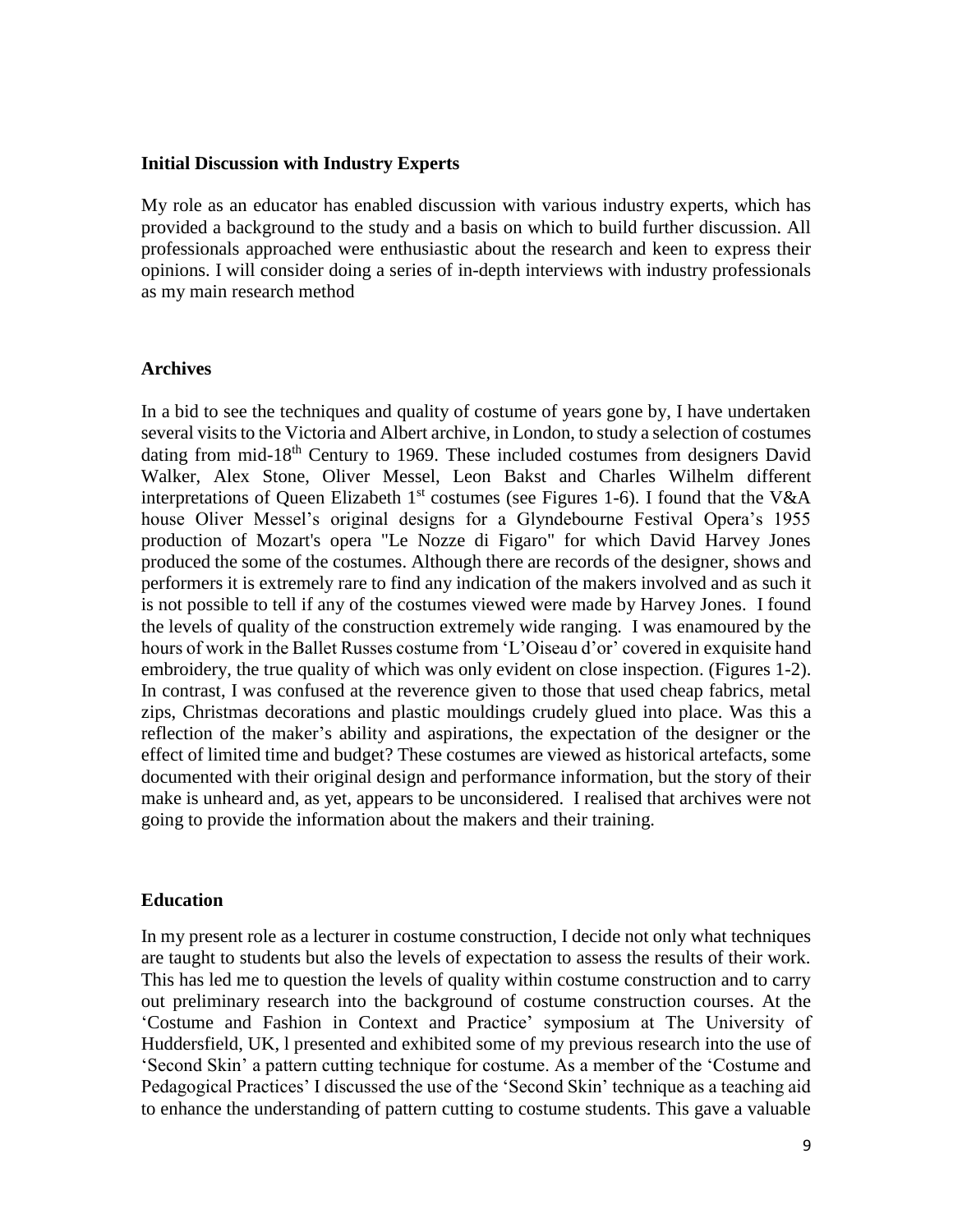**Initial Discussion with Industry Experts**

My role as an educator has enabled discussion with various industry experts, which has provided a background to the study and a basis on which to build further discussion. All professionals approached were enthusiastic about the research and keen to express their opinions. I will consider doing a series of in-depth interviews with industry professionals as my main research method

**Archives**

In a bid to see the techniques and quality of costume of years gone by, I have undertaken several visits to the Victoria and Albert archive, in London, to study a selection of costumes dating from mid-18th Century to 1969. These included costumes from designers David Walker, Alex Stone, Oliver Messel, Leon Bakst and Charles Wilhelm different interpretations of Queen Elizabeth 1st costumes (see Figures 1-6). I found that the V&A house Oliver Messel's original designs for a Glyndebourne Festival Opera's 1955 production of Mozart's opera "Le Nozze di Figaro" for which David Harvey Jones produced the some of the costumes. Although there are records of the designer, shows and performers it is extremely rare to find any indication of the makers involved and as such it is not possible to tell if any of the costumes viewed were made by Harvey Jones. I found the levels of quality of the construction extremely wide ranging. I was enamoured by the hours of work in the Ballet Russes costume from 'L'Oiseau d'or' covered in exquisite hand embroidery, the true quality of which was only evident on close inspection. (Figures 1-2). In contrast, I was confused at the reverence given to those that used cheap fabrics, metal zips, Christmas decorations and plastic mouldings crudely glued into place. Was this a reflection of the maker's ability and aspirations, the expectation of the designer or the effect of limited time and budget? These costumes are viewed as historical artefacts, some documented with their original design and performance information, but the story of their make is unheard and, as yet, appears to be unconsidered. I realised that archives were not going to provide the information about the makers and their training.

**Education**

In my present role as a lecturer in costume construction, I decide not only what techniques are taught to students but also the levels of expectation to assess the results of their work. This has led me to question the levels of quality within costume construction and to carry out preliminary research into the background of costume construction courses. At the 'Costume and Fashion in Context and Practice' symposium at The University of Huddersfield, UK, l presented and exhibited some of my previous research into the use of 'Second Skin' a pattern cutting technique for costume. As a member of the 'Costume and Pedagogical Practices' I discussed the use of the 'Second Skin' technique as a teaching aid to enhance the understanding of pattern cutting to costume students. This gave a valuable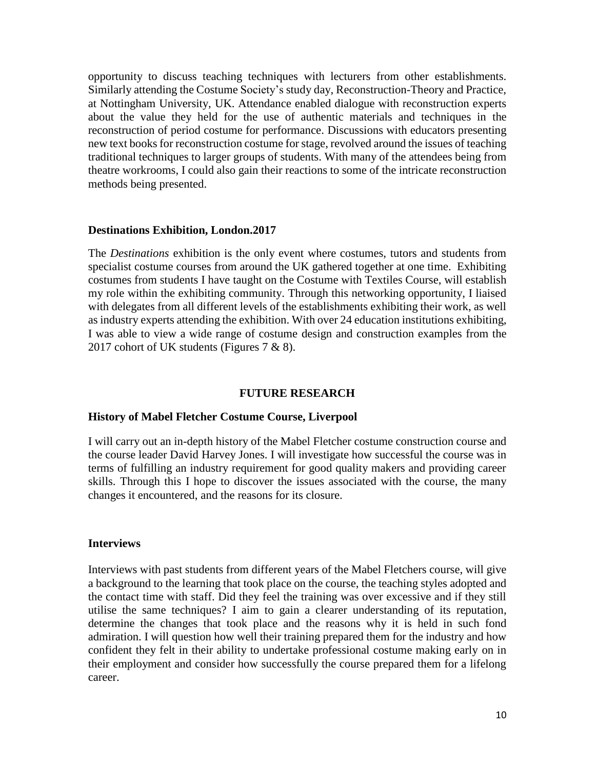opportunity to discuss teaching techniques with lecturers from other establishments. Similarly attending the Costume Society's study day, Reconstruction-Theory and Practice, at Nottingham University, UK. Attendance enabled dialogue with reconstruction experts about the value they held for the use of authentic materials and techniques in the reconstruction of period costume for performance. Discussions with educators presenting new text books for reconstruction costume for stage, revolved around the issues of teaching traditional techniques to larger groups of students. With many of the attendees being from theatre workrooms, I could also gain their reactions to some of the intricate reconstruction methods being presented.

**Destinations Exhibition, London.2017**

The *Destinations* exhibition is the only event where costumes, tutors and students from specialist costume courses from around the UK gathered together at one time. Exhibiting costumes from students I have taught on the Costume with Textiles Course, will establish my role within the exhibiting community. Through this networking opportunity, I liaised with delegates from all different levels of the establishments exhibiting their work, as well as industry experts attending the exhibition. With over 24 education institutions exhibiting, I was able to view a wide range of costume design and construction examples from the 2017 cohort of UK students (Figures 7 & 8).

## FUTURE RESEARCH

**History of Mabel Fletcher Costume Course, Liverpool**

I will carry out an in-depth history of the Mabel Fletcher costume construction course and the course leader David Harvey Jones. I will investigate how successful the course was in terms of fulfilling an industry requirement for good quality makers and providing career skills. Through this I hope to discover the issues associated with the course, the many changes it encountered, and the reasons for its closure.

**Interviews**

Interviews with past students from different years of the Mabel Fletchers course, will give a background to the learning that took place on the course, the teaching styles adopted and the contact time with staff. Did they feel the training was over excessive and if they still utilise the same techniques? I aim to gain a clearer understanding of its reputation, determine the changes that took place and the reasons why it is held in such fond admiration. I will question how well their training prepared them for the industry and how confident they felt in their ability to undertake professional costume making early on in their employment and consider how successfully the course prepared them for a lifelong career.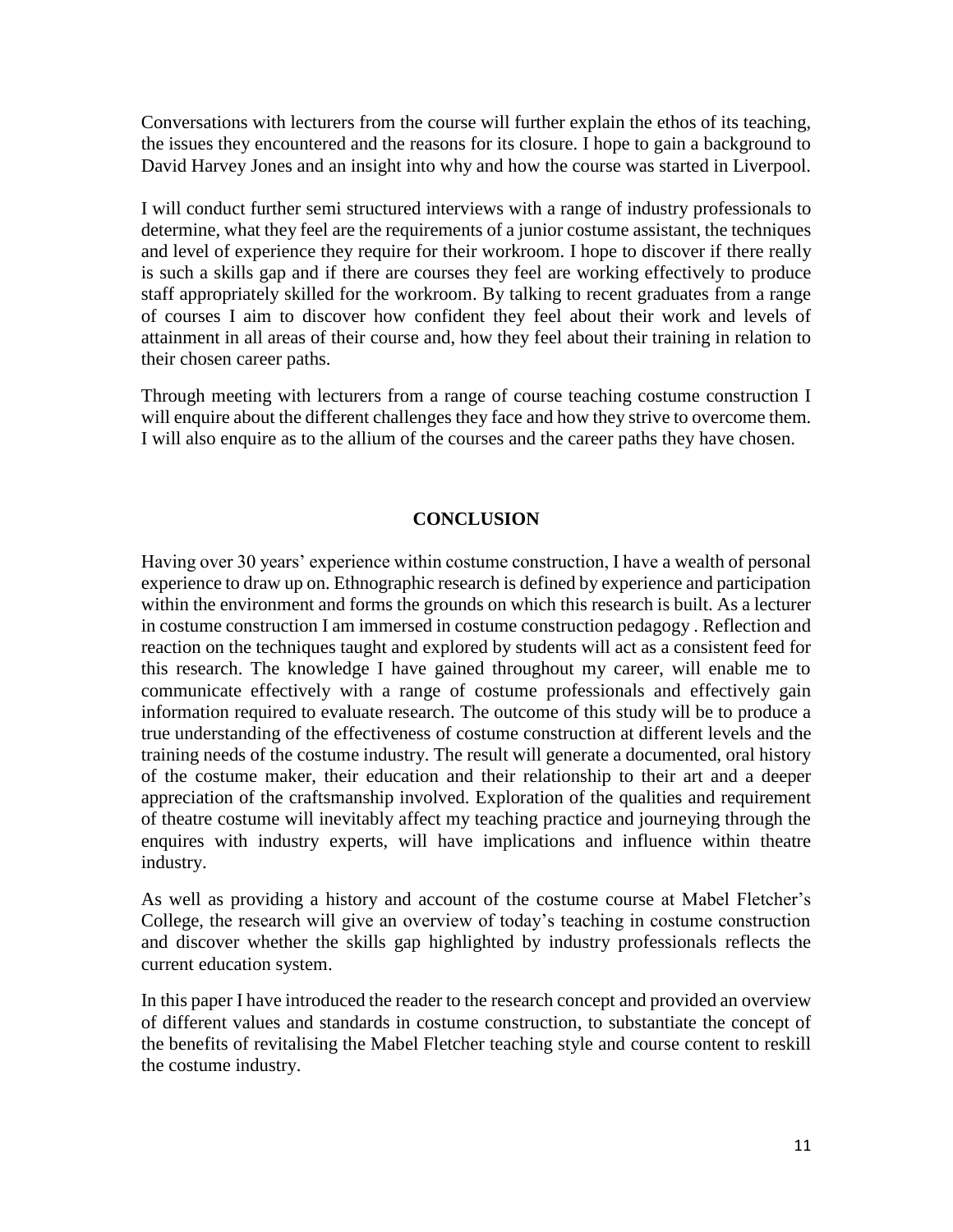Conversations with lecturers from the course will further explain the ethos of its teaching, the issues they encountered and the reasons for its closure. I hope to gain a background to David Harvey Jones and an insight into why and how the course was started in Liverpool.

I will conduct further semi structured interviews with a range of industry professionals to determine, what they feel are the requirements of a junior costume assistant, the techniques and level of experience they require for their workroom. I hope to discover if there really is such a skills gap and if there are courses they feel are working effectively to produce staff appropriately skilled for the workroom. By talking to recent graduates from a range of courses I aim to discover how confident they feel about their work and levels of attainment in all areas of their course and, how they feel about their training in relation to their chosen career paths.

Through meeting with lecturers from a range of course teaching costume construction I will enquire about the different challenges they face and how they strive to overcome them. I will also enquire as to the allium of the courses and the career paths they have chosen.

## CONCLUSION

Having over 30 years' experience within costume construction, I have a wealth of personal experience to draw up on. Ethnographic research is defined by experience and participation within the environment and forms the grounds on which this research is built. As a lecturer in costume construction I am immersed in costume construction pedagogy . Reflection and reaction on the techniques taught and explored by students will act as a consistent feed for this research. The knowledge I have gained throughout my career, will enable me to communicate effectively with a range of costume professionals and effectively gain information required to evaluate research. The outcome of this study will be to produce a true understanding of the effectiveness of costume construction at different levels and the training needs of the costume industry. The result will generate a documented, oral history of the costume maker, their education and their relationship to their art and a deeper appreciation of the craftsmanship involved. Exploration of the qualities and requirement of theatre costume will inevitably affect my teaching practice and journeying through the enquires with industry experts, will have implications and influence within theatre industry.

As well as providing a history and account of the costume course at Mabel Fletcher's College, the research will give an overview of today's teaching in costume construction and discover whether the skills gap highlighted by industry professionals reflects the current education system.

In this paper I have introduced the reader to the research concept and provided an overview of different values and standards in costume construction, to substantiate the concept of the benefits of revitalising the Mabel Fletcher teaching style and course content to reskill the costume industry.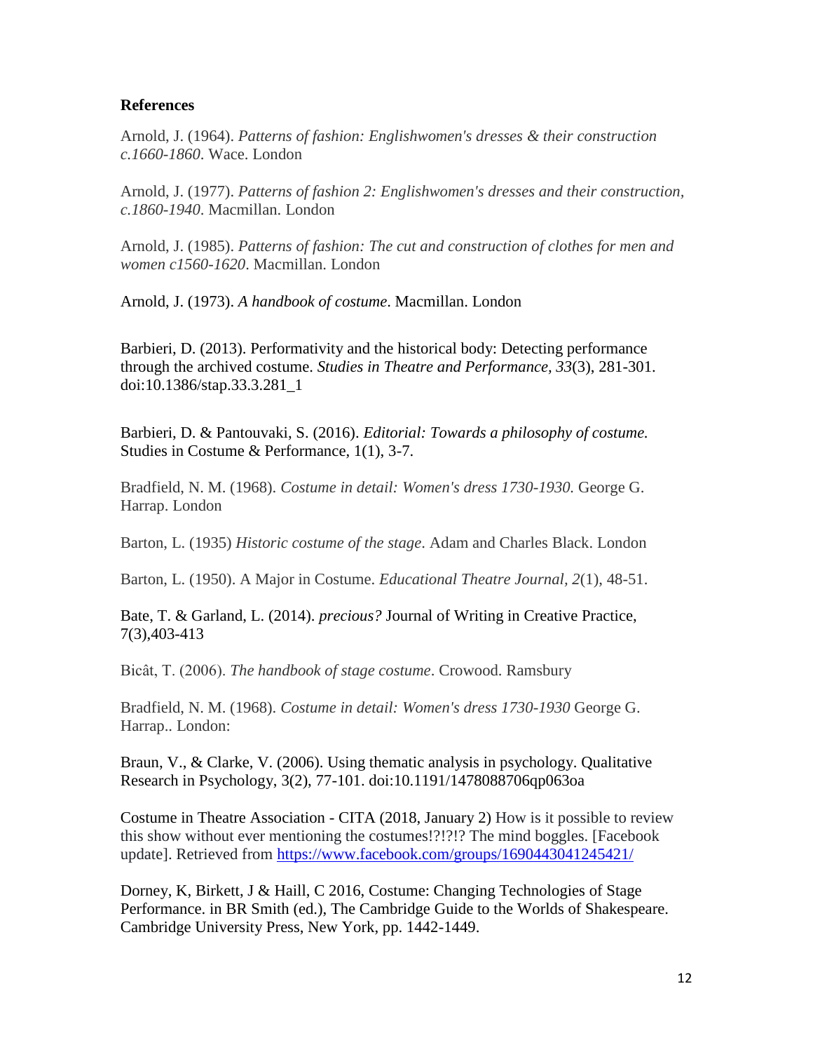**References**

Arnold, J. (1964). *Patterns of fashion: Englishwomen's dresses & their construction c.1660-1860*. Wace. London

Arnold, J. (1977). *Patterns of fashion 2: Englishwomen's dresses and their construction, c.1860-1940*. Macmillan. London

Arnold, J. (1985). *Patterns of fashion: The cut and construction of clothes for men and women c1560-1620*. Macmillan. London

Arnold, J. (1973). *A handbook of costume*. Macmillan. London

Barbieri, D. (2013). Performativity and the historical body: Detecting performance through the archived costume. *Studies in Theatre and Performance*, *33*(3), 281-301. doi:10.1386/stap.33.3.281_1

Barbieri, D. & Pantouvaki, S. (2016). *Editorial: Towards a philosophy of costume.* Studies in Costume & Performance, 1(1), 3-7.

Bradfield, N. M. (1968). *Costume in detail: Women's dress 1730-1930.* George G. Harrap. London

Barton, L. (1935) *Historic costume of the stage*. Adam and Charles Black. London

Barton, L. (1950). A Major in Costume. *Educational Theatre Journal*, *2*(1), 48-51.

Bate, T. & Garland, L. (2014). *precious?* Journal of Writing in Creative Practice, 7(3),403-413

Bicât, T. (2006). *The handbook of stage costume*. Crowood. Ramsbury

Bradfield, N. M. (1968). *Costume in detail: Women's dress 1730-1930* George G. Harrap.. London:

Braun, V., & Clarke, V. (2006). Using thematic analysis in psychology. Qualitative Research in Psychology, 3(2), 77-101. doi:10.1191/1478088706qp063oa

Costume in Theatre Association - CITA (2018, January 2) How is it possible to review this show without ever mentioning the costumes!?!?!? The mind boggles. [Facebook update]. Retrieved from https://www.facebook.com/groups/1690443041245421/

Dorney, K, Birkett, J & Haill, C 2016, Costume: Changing Technologies of Stage Performance. in BR Smith (ed.), The Cambridge Guide to the Worlds of Shakespeare. Cambridge University Press, New York, pp. 1442-1449.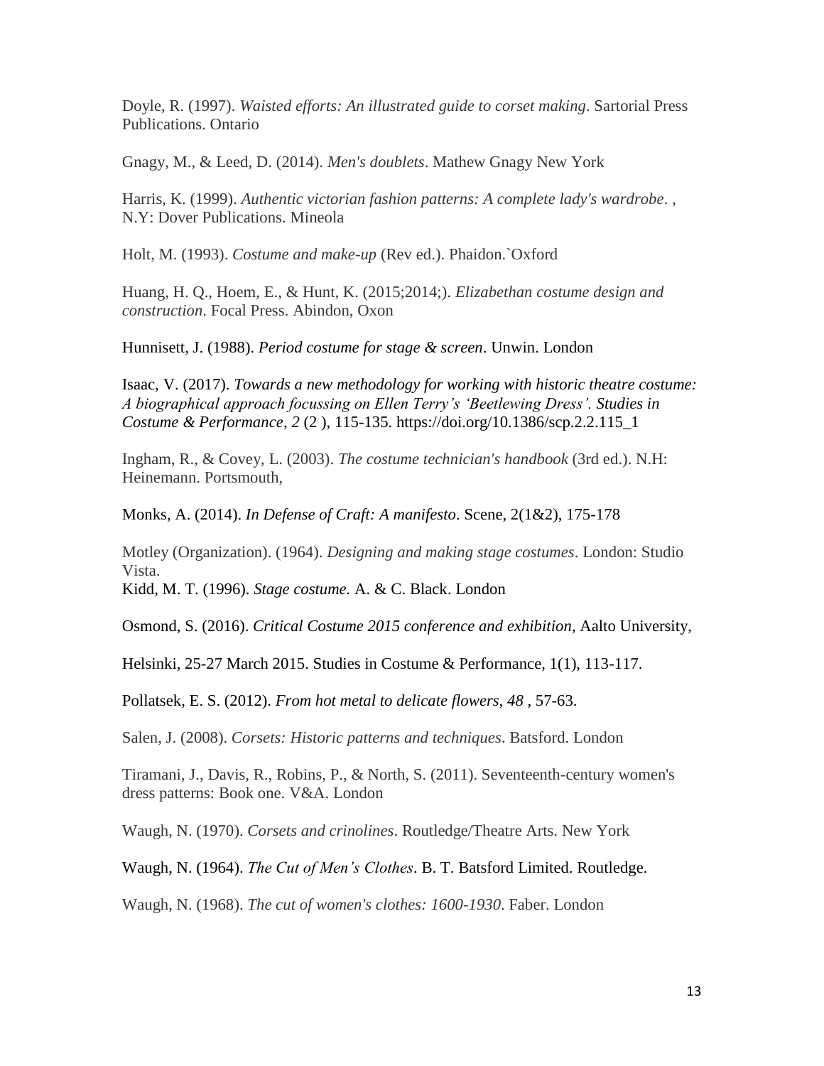Doyle, R. (1997). *Waisted efforts: An illustrated guide to corset making*. Sartorial Press Publications. Ontario

Gnagy, M., & Leed, D. (2014). *Men's doublets*. Mathew Gnagy New York

Harris, K. (1999). *Authentic victorian fashion patterns: A complete lady's wardrobe*. , N.Y: Dover Publications. Mineola

Holt, M. (1993). *Costume and make-up* (Rev ed.). Phaidon.`Oxford

Huang, H. Q., Hoem, E., & Hunt, K. (2015;2014;). *Elizabethan costume design and construction*. Focal Press. Abindon, Oxon

Hunnisett, J. (1988). *Period costume for stage & screen*. Unwin. London

Isaac, V. (2017). *Towards a new methodology for working with historic theatre costume: A biographical approach focussing on Ellen Terry's 'Beetlewing Dress'. Studies in Costume & Performance, 2* (2 ), 115-135. https://doi.org/10.1386/scp.2.2.115_1

Ingham, R., & Covey, L. (2003). *The costume technician's handbook* (3rd ed.). N.H: Heinemann. Portsmouth,

Monks, A. (2014). *In Defense of Craft: A manifesto*. Scene, 2(1&2), 175-178

Motley (Organization). (1964). *Designing and making stage costumes*. London: Studio Vista.

Kidd, M. T. (1996). *Stage costume.* A. & C. Black. London

Osmond, S. (2016). *Critical Costume 2015 conference and exhibition*, Aalto University,

Helsinki, 25-27 March 2015. Studies in Costume & Performance, 1(1), 113-117.

Pollatsek, E. S. (2012). *From hot metal to delicate flowers, 48* , 57-63.

Salen, J. (2008). *Corsets: Historic patterns and techniques*. Batsford. London

Tiramani, J., Davis, R., Robins, P., & North, S. (2011). Seventeenth-century women's dress patterns: Book one. V&A. London

Waugh, N. (1970). *Corsets and crinolines*. Routledge/Theatre Arts. New York

Waugh, N. (1964). *The Cut of Men's Clothes*. B. T. Batsford Limited. Routledge.

Waugh, N. (1968). *The cut of women's clothes: 1600-1930*. Faber. London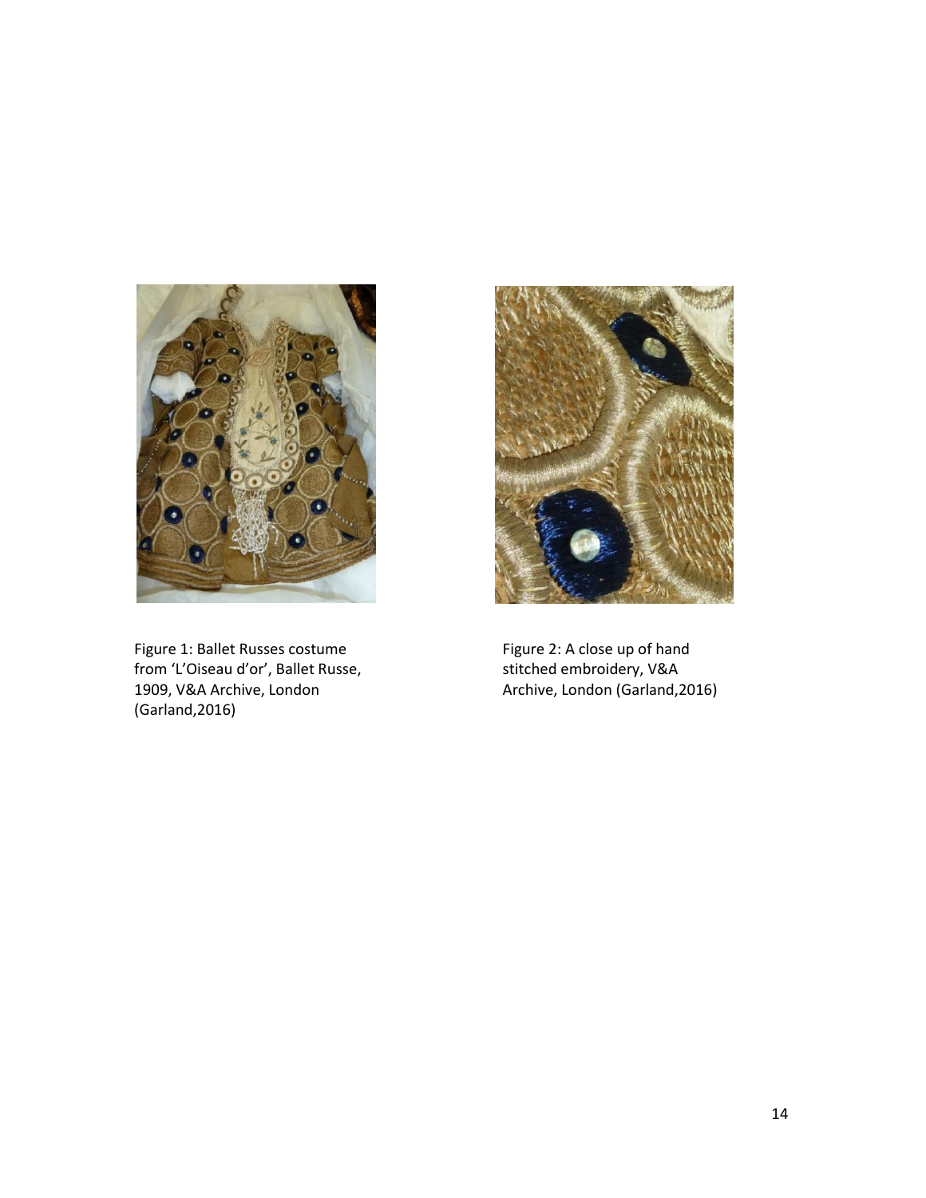Figure 1: Ballet Russes costume from 'L'Oiseau d'or', Ballet Russe, 1909, V&A Archive, London (Garland,2016)

Figure 2: A close up of hand stitched embroidery, V&A Archive, London (Garland,2016)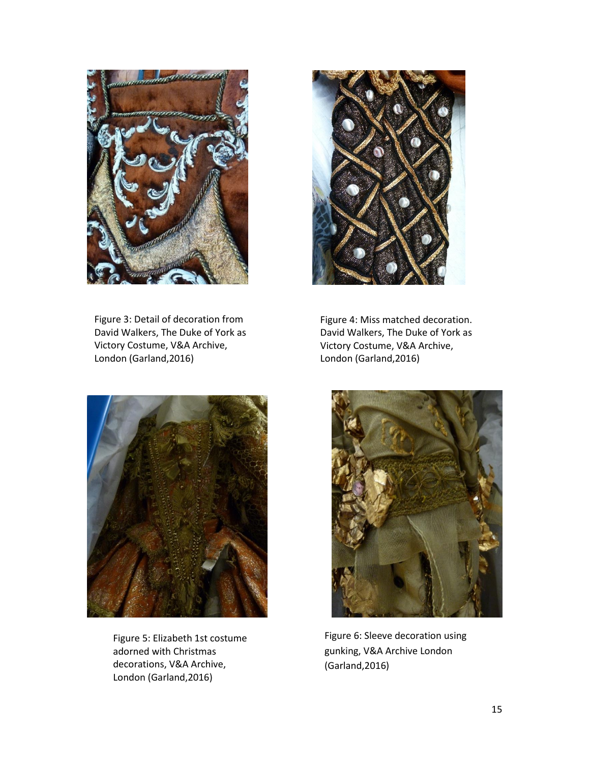Figure 3: Detail of decoration from David Walkers, The Duke of York as Victory Costume, V&A Archive, London (Garland,2016)

Figure 4: Miss matched decoration. David Walkers, The Duke of York as Victory Costume, V&A Archive, London (Garland,2016)

Figure 5: Elizabeth 1st costume adorned with Christmas decorations, V&A Archive, London (Garland,2016)

Figure 6: Sleeve decoration using gunking, V&A Archive London (Garland,2016)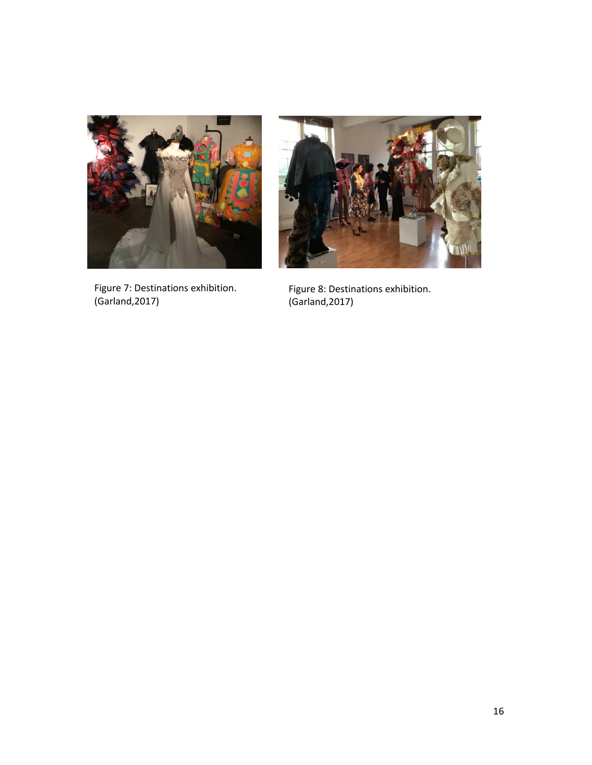Figure 7: Destinations exhibition. (Garland,2017)

Figure 8: Destinations exhibition. (Garland,2017)